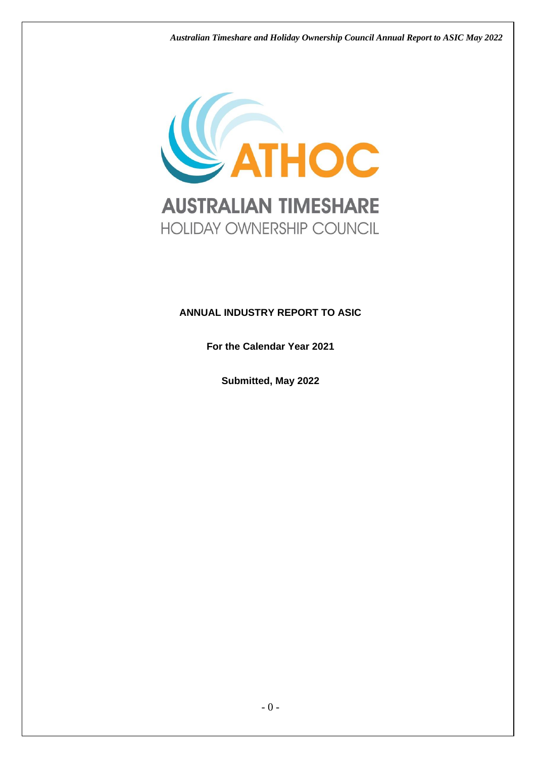# ATHOC

## AUSTRALIAN TIMESHARE HOLIDAY OWNERSHIP COUNCIL

**ANNUAL INDUSTRY REPORT TO ASIC**

**For the Calendar Year 2021**

**Submitted, May 2022**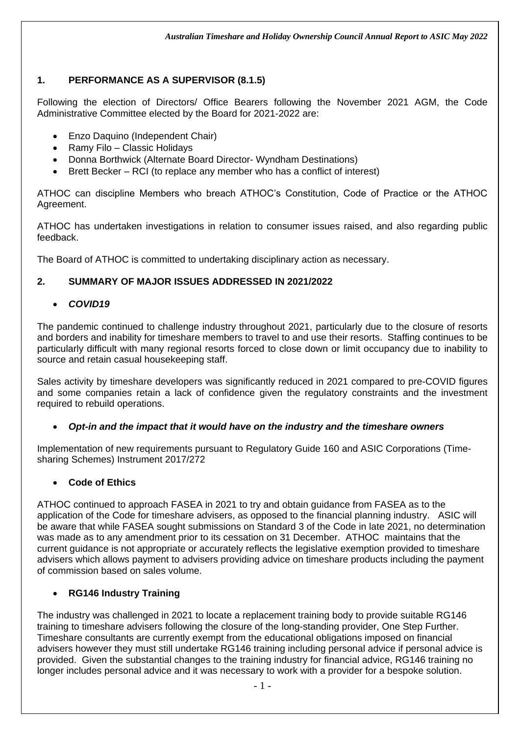## 1. PERFORMANCE AS A SUPERVISOR (8.1.5)

Following the election of Directors/ Office Bearers following the November 2021 AGM, the Code Administrative Committee elected by the Board for 2021-2022 are:

- Enzo Daquino (Independent Chair)
- Ramy Filo – Classic Holidays
- Donna Borthwick (Alternate Board Director- Wyndham Destinations)
- Brett Becker – RCI (to replace any member who has a conflict of interest)

ATHOC can discipline Members who breach ATHOC's Constitution, Code of Practice or the ATHOC Agreement.

ATHOC has undertaken investigations in relation to consumer issues raised, and also regarding public feedback.

The Board of ATHOC is committed to undertaking disciplinary action as necessary.

## 2. SUMMARY OF MAJOR ISSUES ADDRESSED IN 2021/2022

- ***COVID19***

The pandemic continued to challenge industry throughout 2021, particularly due to the closure of resorts and borders and inability for timeshare members to travel to and use their resorts. Staffing continues to be particularly difficult with many regional resorts forced to close down or limit occupancy due to inability to source and retain casual housekeeping staff.

Sales activity by timeshare developers was significantly reduced in 2021 compared to pre-COVID figures and some companies retain a lack of confidence given the regulatory constraints and the investment required to rebuild operations.

- ***Opt-in and the impact that it would have on the industry and the timeshare owners***

Implementation of new requirements pursuant to Regulatory Guide 160 and ASIC Corporations (Time-sharing Schemes) Instrument 2017/272

- **Code of Ethics**

ATHOC continued to approach FASEA in 2021 to try and obtain guidance from FASEA as to the application of the Code for timeshare advisers, as opposed to the financial planning industry. ASIC will be aware that while FASEA sought submissions on Standard 3 of the Code in late 2021, no determination was made as to any amendment prior to its cessation on 31 December. ATHOC maintains that the current guidance is not appropriate or accurately reflects the legislative exemption provided to timeshare advisers which allows payment to advisers providing advice on timeshare products including the payment of commission based on sales volume.

- **RG146 Industry Training**

The industry was challenged in 2021 to locate a replacement training body to provide suitable RG146 training to timeshare advisers following the closure of the long-standing provider, One Step Further. Timeshare consultants are currently exempt from the educational obligations imposed on financial advisers however they must still undertake RG146 training including personal advice if personal advice is provided. Given the substantial changes to the training industry for financial advice, RG146 training no longer includes personal advice and it was necessary to work with a provider for a bespoke solution.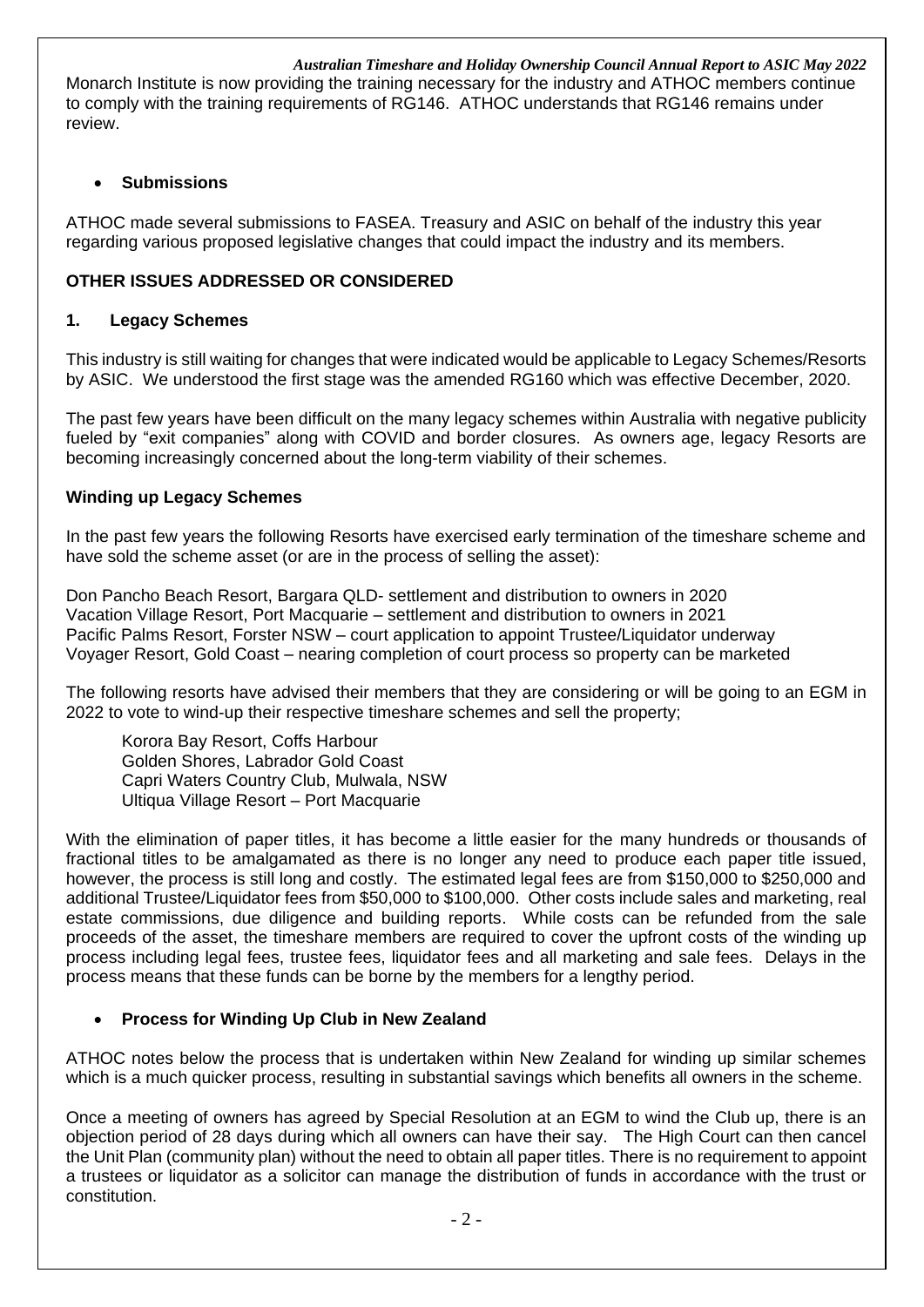Monarch Institute is now providing the training necessary for the industry and ATHOC members continue to comply with the training requirements of RG146. ATHOC understands that RG146 remains under review.

- **Submissions**

ATHOC made several submissions to FASEA. Treasury and ASIC on behalf of the industry this year regarding various proposed legislative changes that could impact the industry and its members.

## OTHER ISSUES ADDRESSED OR CONSIDERED

### 1. Legacy Schemes

This industry is still waiting for changes that were indicated would be applicable to Legacy Schemes/Resorts by ASIC. We understood the first stage was the amended RG160 which was effective December, 2020.

The past few years have been difficult on the many legacy schemes within Australia with negative publicity fueled by "exit companies" along with COVID and border closures. As owners age, legacy Resorts are becoming increasingly concerned about the long-term viability of their schemes.

### Winding up Legacy Schemes

In the past few years the following Resorts have exercised early termination of the timeshare scheme and have sold the scheme asset (or are in the process of selling the asset):

Don Pancho Beach Resort, Bargara QLD- settlement and distribution to owners in 2020
Vacation Village Resort, Port Macquarie – settlement and distribution to owners in 2021
Pacific Palms Resort, Forster NSW – court application to appoint Trustee/Liquidator underway
Voyager Resort, Gold Coast – nearing completion of court process so property can be marketed

The following resorts have advised their members that they are considering or will be going to an EGM in 2022 to vote to wind-up their respective timeshare schemes and sell the property;

Korora Bay Resort, Coffs Harbour
Golden Shores, Labrador Gold Coast
Capri Waters Country Club, Mulwala, NSW
Ultiqua Village Resort – Port Macquarie

With the elimination of paper titles, it has become a little easier for the many hundreds or thousands of fractional titles to be amalgamated as there is no longer any need to produce each paper title issued, however, the process is still long and costly. The estimated legal fees are from $150,000 to $250,000 and additional Trustee/Liquidator fees from $50,000 to $100,000. Other costs include sales and marketing, real estate commissions, due diligence and building reports. While costs can be refunded from the sale proceeds of the asset, the timeshare members are required to cover the upfront costs of the winding up process including legal fees, trustee fees, liquidator fees and all marketing and sale fees. Delays in the process means that these funds can be borne by the members for a lengthy period.

- **Process for Winding Up Club in New Zealand**

ATHOC notes below the process that is undertaken within New Zealand for winding up similar schemes which is a much quicker process, resulting in substantial savings which benefits all owners in the scheme.

Once a meeting of owners has agreed by Special Resolution at an EGM to wind the Club up, there is an objection period of 28 days during which all owners can have their say. The High Court can then cancel the Unit Plan (community plan) without the need to obtain all paper titles. There is no requirement to appoint a trustees or liquidator as a solicitor can manage the distribution of funds in accordance with the trust or constitution.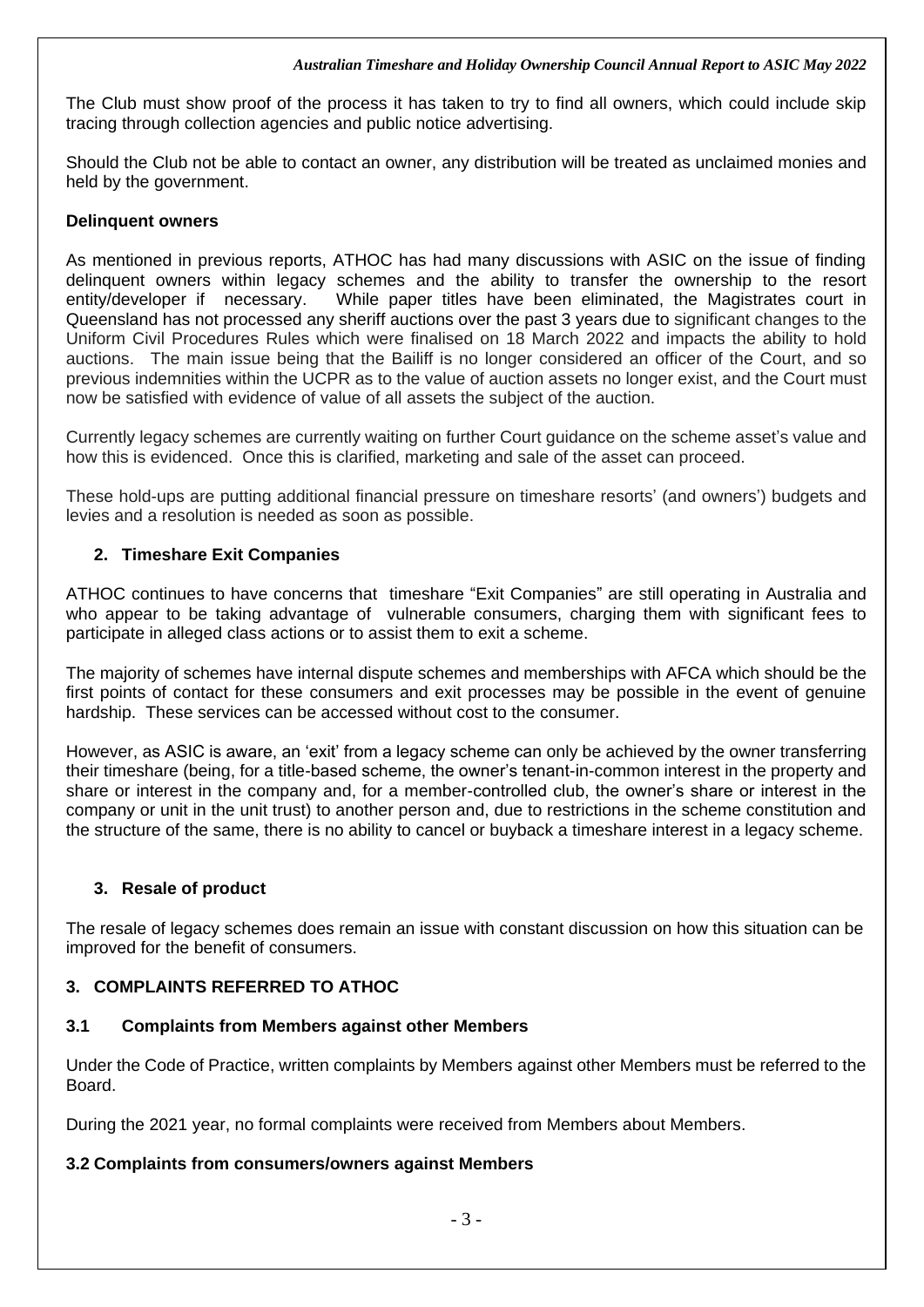The Club must show proof of the process it has taken to try to find all owners, which could include skip tracing through collection agencies and public notice advertising.

Should the Club not be able to contact an owner, any distribution will be treated as unclaimed monies and held by the government.

**Delinquent owners**

As mentioned in previous reports, ATHOC has had many discussions with ASIC on the issue of finding delinquent owners within legacy schemes and the ability to transfer the ownership to the resort entity/developer if necessary. While paper titles have been eliminated, the Magistrates court in Queensland has not processed any sheriff auctions over the past 3 years due to significant changes to the Uniform Civil Procedures Rules which were finalised on 18 March 2022 and impacts the ability to hold auctions. The main issue being that the Bailiff is no longer considered an officer of the Court, and so previous indemnities within the UCPR as to the value of auction assets no longer exist, and the Court must now be satisfied with evidence of value of all assets the subject of the auction.

Currently legacy schemes are currently waiting on further Court guidance on the scheme asset's value and how this is evidenced. Once this is clarified, marketing and sale of the asset can proceed.

These hold-ups are putting additional financial pressure on timeshare resorts' (and owners') budgets and levies and a resolution is needed as soon as possible.

### 2. Timeshare Exit Companies

ATHOC continues to have concerns that timeshare "Exit Companies" are still operating in Australia and who appear to be taking advantage of vulnerable consumers, charging them with significant fees to participate in alleged class actions or to assist them to exit a scheme.

The majority of schemes have internal dispute schemes and memberships with AFCA which should be the first points of contact for these consumers and exit processes may be possible in the event of genuine hardship. These services can be accessed without cost to the consumer.

However, as ASIC is aware, an 'exit' from a legacy scheme can only be achieved by the owner transferring their timeshare (being, for a title-based scheme, the owner's tenant-in-common interest in the property and share or interest in the company and, for a member-controlled club, the owner's share or interest in the company or unit in the unit trust) to another person and, due to restrictions in the scheme constitution and the structure of the same, there is no ability to cancel or buyback a timeshare interest in a legacy scheme.

### 3. Resale of product

The resale of legacy schemes does remain an issue with constant discussion on how this situation can be improved for the benefit of consumers.

## 3. COMPLAINTS REFERRED TO ATHOC

### 3.1 Complaints from Members against other Members

Under the Code of Practice, written complaints by Members against other Members must be referred to the Board.

During the 2021 year, no formal complaints were received from Members about Members.

### 3.2 Complaints from consumers/owners against Members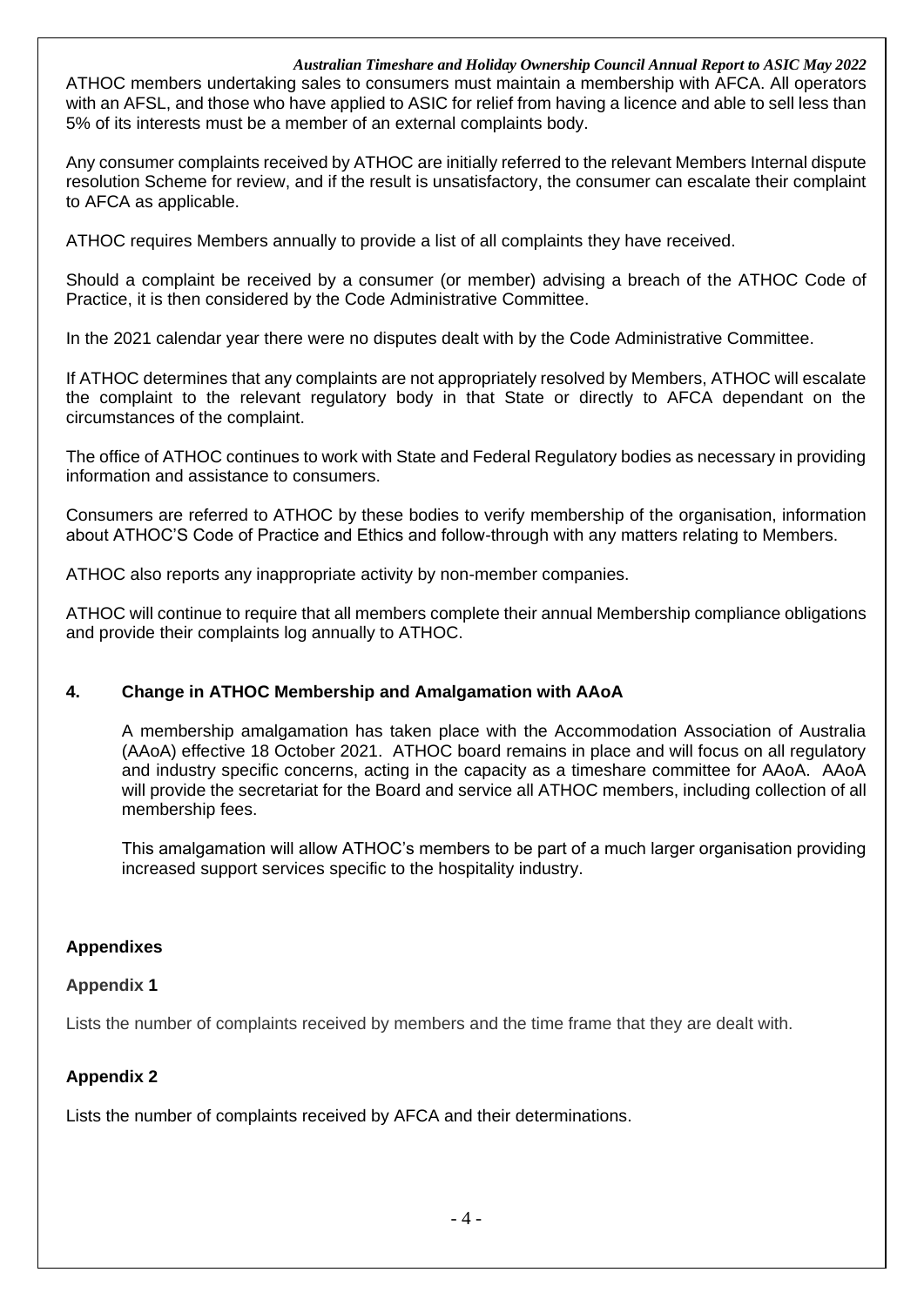ATHOC members undertaking sales to consumers must maintain a membership with AFCA. All operators with an AFSL, and those who have applied to ASIC for relief from having a licence and able to sell less than 5% of its interests must be a member of an external complaints body.

Any consumer complaints received by ATHOC are initially referred to the relevant Members Internal dispute resolution Scheme for review, and if the result is unsatisfactory, the consumer can escalate their complaint to AFCA as applicable.

ATHOC requires Members annually to provide a list of all complaints they have received.

Should a complaint be received by a consumer (or member) advising a breach of the ATHOC Code of Practice, it is then considered by the Code Administrative Committee.

In the 2021 calendar year there were no disputes dealt with by the Code Administrative Committee.

If ATHOC determines that any complaints are not appropriately resolved by Members, ATHOC will escalate the complaint to the relevant regulatory body in that State or directly to AFCA dependant on the circumstances of the complaint.

The office of ATHOC continues to work with State and Federal Regulatory bodies as necessary in providing information and assistance to consumers.

Consumers are referred to ATHOC by these bodies to verify membership of the organisation, information about ATHOC'S Code of Practice and Ethics and follow-through with any matters relating to Members.

ATHOC also reports any inappropriate activity by non-member companies.

ATHOC will continue to require that all members complete their annual Membership compliance obligations and provide their complaints log annually to ATHOC.

## 4. Change in ATHOC Membership and Amalgamation with AAoA

A membership amalgamation has taken place with the Accommodation Association of Australia (AAoA) effective 18 October 2021. ATHOC board remains in place and will focus on all regulatory and industry specific concerns, acting in the capacity as a timeshare committee for AAoA. AAoA will provide the secretariat for the Board and service all ATHOC members, including collection of all membership fees.

This amalgamation will allow ATHOC's members to be part of a much larger organisation providing increased support services specific to the hospitality industry.

## Appendixes

### Appendix 1

Lists the number of complaints received by members and the time frame that they are dealt with.

### Appendix 2

Lists the number of complaints received by AFCA and their determinations.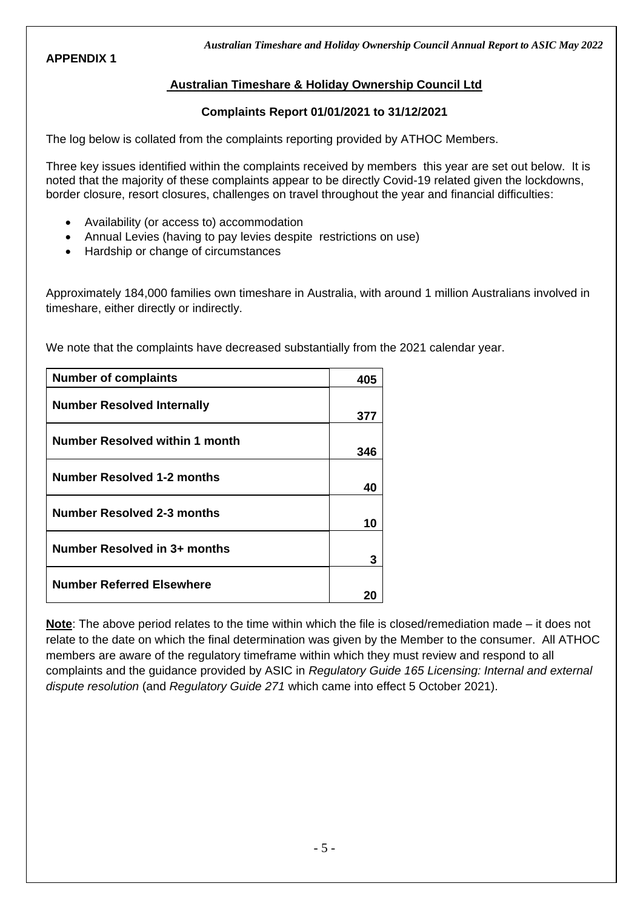**APPENDIX 1**

## Australian Timeshare & Holiday Ownership Council Ltd

### Complaints Report 01/01/2021 to 31/12/2021

The log below is collated from the complaints reporting provided by ATHOC Members.

Three key issues identified within the complaints received by members this year are set out below. It is noted that the majority of these complaints appear to be directly Covid-19 related given the lockdowns, border closure, resort closures, challenges on travel throughout the year and financial difficulties:

- Availability (or access to) accommodation
- Annual Levies (having to pay levies despite restrictions on use)
- Hardship or change of circumstances

Approximately 184,000 families own timeshare in Australia, with around 1 million Australians involved in timeshare, either directly or indirectly.

We note that the complaints have decreased substantially from the 2021 calendar year.

| **Number of complaints** | **405** |
|---|---|
| **Number Resolved Internally** | **377** |
| **Number Resolved within 1 month** | **346** |
| **Number Resolved 1-2 months** | **40** |
| **Number Resolved 2-3 months** | **10** |
| **Number Resolved in 3+ months** | **3** |
| **Number Referred Elsewhere** | **20** |

**Note**: The above period relates to the time within which the file is closed/remediation made – it does not relate to the date on which the final determination was given by the Member to the consumer. All ATHOC members are aware of the regulatory timeframe within which they must review and respond to all complaints and the guidance provided by ASIC in *Regulatory Guide 165 Licensing: Internal and external dispute resolution* (and *Regulatory Guide 271* which came into effect 5 October 2021).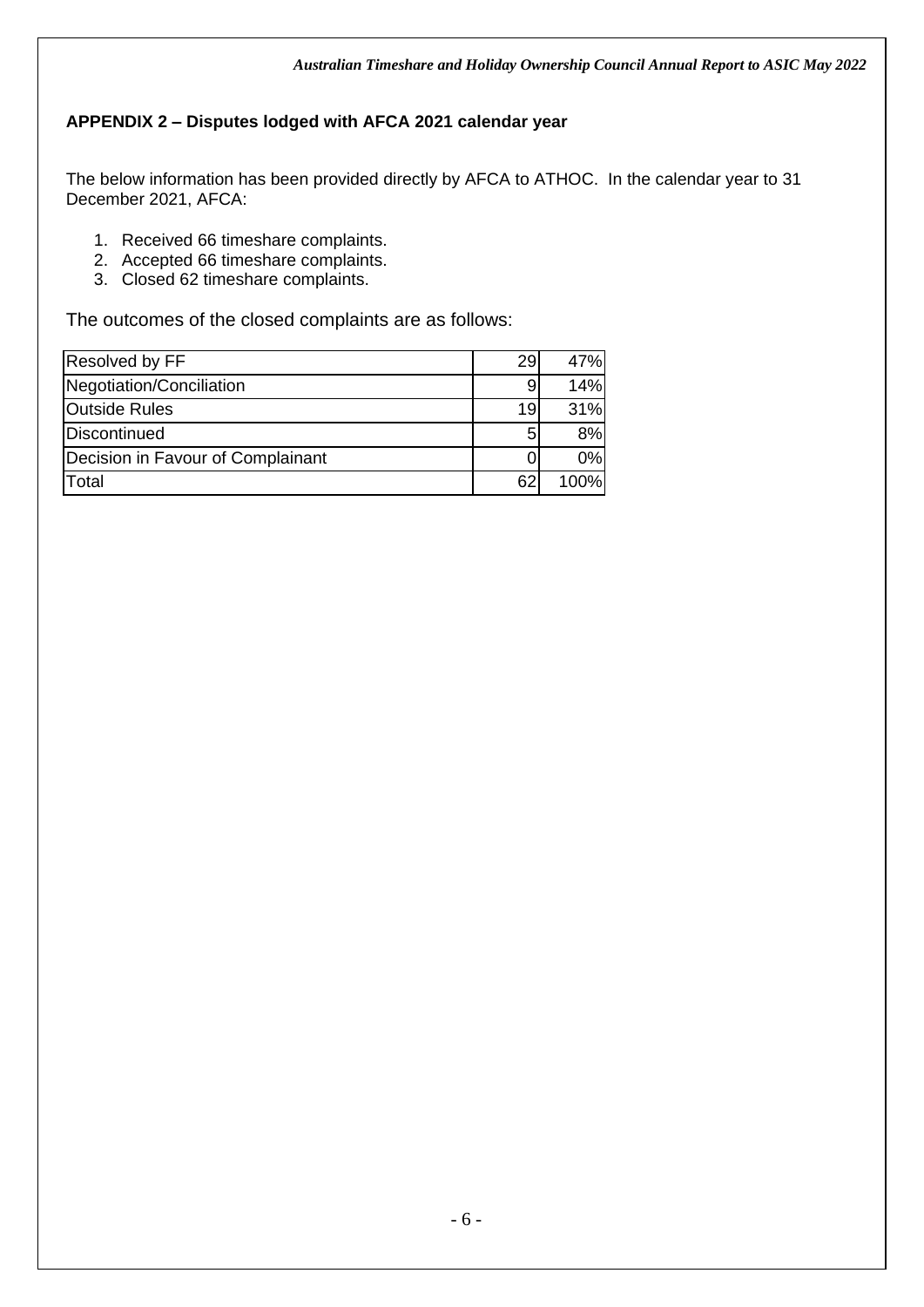## APPENDIX 2 – Disputes lodged with AFCA 2021 calendar year

The below information has been provided directly by AFCA to ATHOC. In the calendar year to 31 December 2021, AFCA:

1. Received 66 timeshare complaints.
2. Accepted 66 timeshare complaints.
3. Closed 62 timeshare complaints.

The outcomes of the closed complaints are as follows:

| | | |
|---|---|---|
| Resolved by FF | 29 | 47% |
| Negotiation/Conciliation | 9 | 14% |
| Outside Rules | 19 | 31% |
| Discontinued | 5 | 8% |
| Decision in Favour of Complainant | 0 | 0% |
| Total | 62 | 100% |